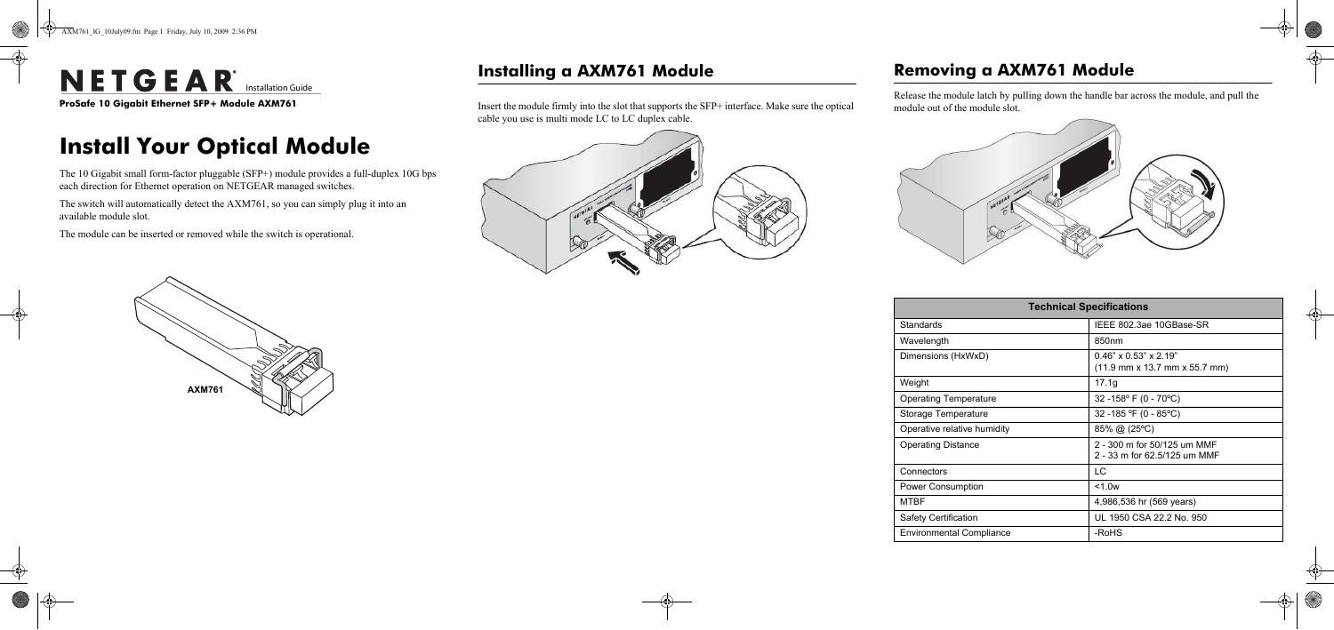NETGEAR Installation Guide

**ProSafe 10 Gigabit Ethernet SFP+ Module AXM761**

# Install Your Optical Module

The 10 Gigabit small form-factor pluggable (SFP+) module provides a full-duplex 10G bps each direction for Ethernet operation on NETGEAR managed switches.

The switch will automatically detect the AXM761, so you can simply plug it into an available module slot.

The module can be inserted or removed while the switch is operational.

## Installing a AXM761 Module

Insert the module firmly into the slot that supports the SFP+ interface. Make sure the optical cable you use is multi mode LC to LC duplex cable.

## Removing a AXM761 Module

Release the module latch by pulling down the handle bar across the module, and pull the module out of the module slot.

| Technical Specifications | |
|---|---|
| Standards | IEEE 802.3ae 10GBase-SR |
| Wavelength | 850nm |
| Dimensions (HxWxD) | 0.46" x 0.53" x 2.19"<br>(11.9 mm x 13.7 mm x 55.7 mm) |
| Weight | 17.1g |
| Operating Temperature | 32 -158º F (0 - 70ºC) |
| Storage Temperature | 32 -185 ºF (0 - 85ºC) |
| Operative relative humidity | 85% @ (25ºC) |
| Operating Distance | 2 - 300 m for 50/125 um MMF<br>2 - 33 m for 62.5/125 um MMF |
| Connectors | LC |
| Power Consumption | <1.0w |
| MTBF | 4,986,536 hr (569 years) |
| Safety Certification | UL 1950 CSA 22.2 No. 950 |
| Environmental Compliance | -RoHS |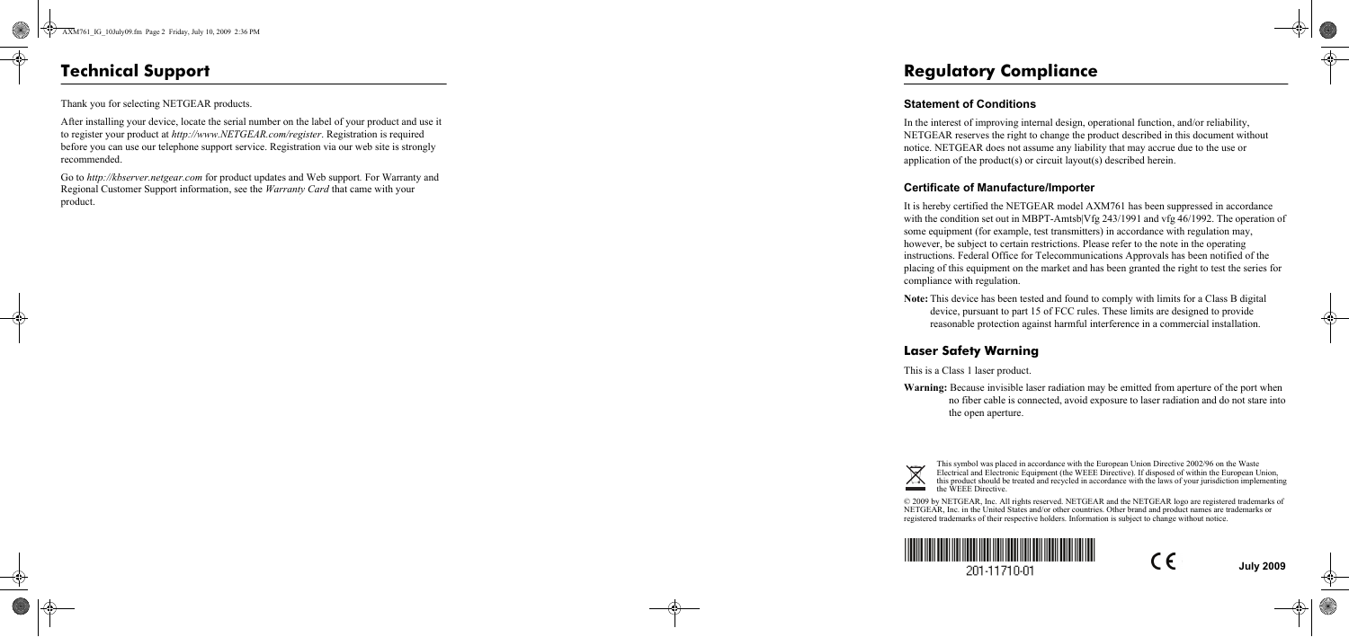## Technical Support

Thank you for selecting NETGEAR products.

After installing your device, locate the serial number on the label of your product and use it to register your product at *http://www.NETGEAR.com/register*. Registration is required before you can use our telephone support service. Registration via our web site is strongly recommended.

Go to *http://kbserver.netgear.com* for product updates and Web support. For Warranty and Regional Customer Support information, see the *Warranty Card* that came with your product.

## Regulatory Compliance

### Statement of Conditions

In the interest of improving internal design, operational function, and/or reliability, NETGEAR reserves the right to change the product described in this document without notice. NETGEAR does not assume any liability that may accrue due to the use or application of the product(s) or circuit layout(s) described herein.

### Certificate of Manufacture/Importer

It is hereby certified the NETGEAR model AXM761 has been suppressed in accordance with the condition set out in MBPT-Amtsb|Vfg 243/1991 and vfg 46/1992. The operation of some equipment (for example, test transmitters) in accordance with regulation may, however, be subject to certain restrictions. Please refer to the note in the operating instructions. Federal Office for Telecommunications Approvals has been notified of the placing of this equipment on the market and has been granted the right to test the series for compliance with regulation.

**Note:** This device has been tested and found to comply with limits for a Class B digital device, pursuant to part 15 of FCC rules. These limits are designed to provide reasonable protection against harmful interference in a commercial installation.

## Laser Safety Warning

This is a Class 1 laser product.

**Warning:** Because invisible laser radiation may be emitted from aperture of the port when no fiber cable is connected, avoid exposure to laser radiation and do not stare into the open aperture.

This symbol was placed in accordance with the European Union Directive 2002/96 on the Waste Electrical and Electronic Equipment (the WEEE Directive). If disposed of within the European Union, this product should be treated and recycled in accordance with the laws of your jurisdiction implementing the WEEE Directive.

© 2009 by NETGEAR, Inc. All rights reserved. NETGEAR and the NETGEAR logo are registered trademarks of NETGEAR, Inc. in the United States and/or other countries. Other brand and product names are trademarks or registered trademarks of their respective holders. Information is subject to change without notice.

201-11710-01

**July 2009**